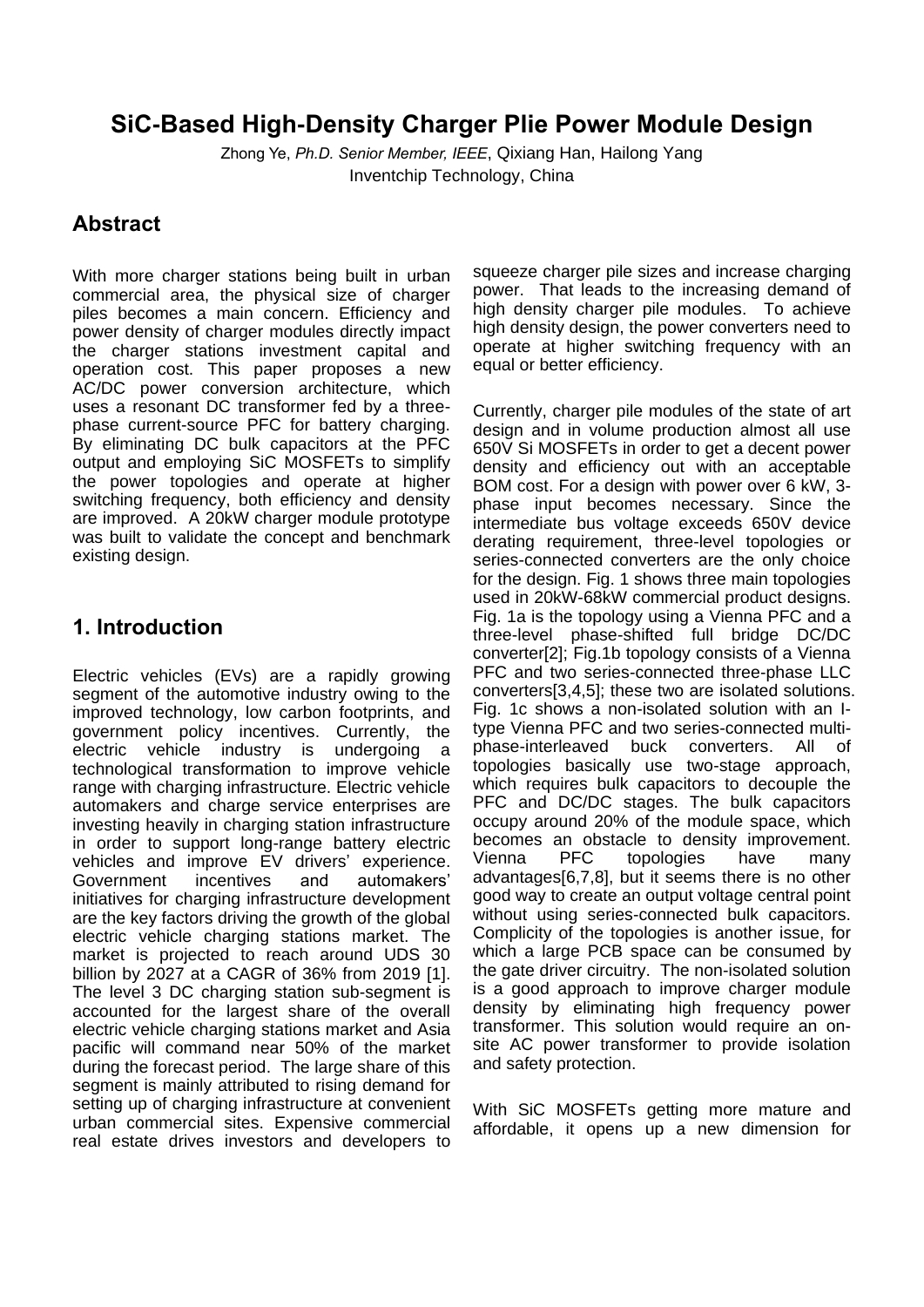# SiC-Based High-Density Charger Plie Power Module Design

Zhong Ye, *Ph.D. Senior Member, IEEE*, Qixiang Han, Hailong Yang
Inventchip Technology, China

## Abstract

With more charger stations being built in urban commercial area, the physical size of charger piles becomes a main concern. Efficiency and power density of charger modules directly impact the charger stations investment capital and operation cost. This paper proposes a new AC/DC power conversion architecture, which uses a resonant DC transformer fed by a three-phase current-source PFC for battery charging. By eliminating DC bulk capacitors at the PFC output and employing SiC MOSFETs to simplify the power topologies and operate at higher switching frequency, both efficiency and density are improved. A 20kW charger module prototype was built to validate the concept and benchmark existing design.

## 1. Introduction

Electric vehicles (EVs) are a rapidly growing segment of the automotive industry owing to the improved technology, low carbon footprints, and government policy incentives. Currently, the electric vehicle industry is undergoing a technological transformation to improve vehicle range with charging infrastructure. Electric vehicle automakers and charge service enterprises are investing heavily in charging station infrastructure in order to support long-range battery electric vehicles and improve EV drivers' experience. Government incentives and automakers' initiatives for charging infrastructure development are the key factors driving the growth of the global electric vehicle charging stations market. The market is projected to reach around UDS 30 billion by 2027 at a CAGR of 36% from 2019 [1]. The level 3 DC charging station sub-segment is accounted for the largest share of the overall electric vehicle charging stations market and Asia pacific will command near 50% of the market during the forecast period. The large share of this segment is mainly attributed to rising demand for setting up of charging infrastructure at convenient urban commercial sites. Expensive commercial real estate drives investors and developers to squeeze charger pile sizes and increase charging power. That leads to the increasing demand of high density charger pile modules. To achieve high density design, the power converters need to operate at higher switching frequency with an equal or better efficiency.

Currently, charger pile modules of the state of art design and in volume production almost all use 650V Si MOSFETs in order to get a decent power density and efficiency out with an acceptable BOM cost. For a design with power over 6 kW, 3-phase input becomes necessary. Since the intermediate bus voltage exceeds 650V device derating requirement, three-level topologies or series-connected converters are the only choice for the design. Fig. 1 shows three main topologies used in 20kW-68kW commercial product designs. Fig. 1a is the topology using a Vienna PFC and a three-level phase-shifted full bridge DC/DC converter[2]; Fig.1b topology consists of a Vienna PFC and two series-connected three-phase LLC converters[3,4,5]; these two are isolated solutions. Fig. 1c shows a non-isolated solution with an I-type Vienna PFC and two series-connected multi-phase-interleaved buck converters. All of topologies basically use two-stage approach, which requires bulk capacitors to decouple the PFC and DC/DC stages. The bulk capacitors occupy around 20% of the module space, which becomes an obstacle to density improvement. Vienna PFC topologies have many advantages[6,7,8], but it seems there is no other good way to create an output voltage central point without using series-connected bulk capacitors. Complicity of the topologies is another issue, for which a large PCB space can be consumed by the gate driver circuitry. The non-isolated solution is a good approach to improve charger module density by eliminating high frequency power transformer. This solution would require an on-site AC power transformer to provide isolation and safety protection.

With SiC MOSFETs getting more mature and affordable, it opens up a new dimension for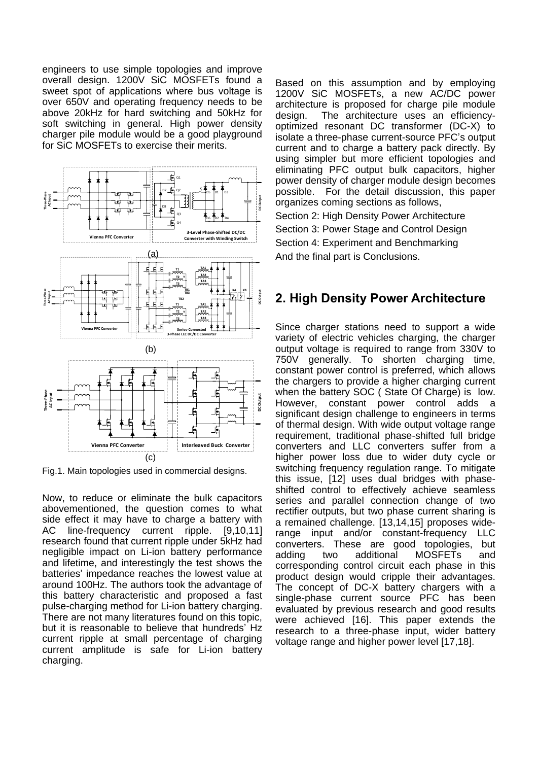engineers to use simple topologies and improve overall design. 1200V SiC MOSFETs found a sweet spot of applications where bus voltage is over 650V and operating frequency needs to be above 20kHz for hard switching and 50kHz for soft switching in general. High power density charger pile module would be a good playground for SiC MOSFETs to exercise their merits.

(a)

(b)

(c)

Fig.1. Main topologies used in commercial designs.

Now, to reduce or eliminate the bulk capacitors abovementioned, the question comes to what side effect it may have to charge a battery with AC line-frequency current ripple. [9,10,11] research found that current ripple under 5kHz had negligible impact on Li-ion battery performance and lifetime, and interestingly the test shows the batteries' impedance reaches the lowest value at around 100Hz. The authors took the advantage of this battery characteristic and proposed a fast pulse-charging method for Li-ion battery charging. There are not many literatures found on this topic, but it is reasonable to believe that hundreds' Hz current ripple at small percentage of charging current amplitude is safe for Li-ion battery charging.

Based on this assumption and by employing 1200V SiC MOSFETs, a new AC/DC power architecture is proposed for charge pile module design. The architecture uses an efficiency-optimized resonant DC transformer (DC-X) to isolate a three-phase current-source PFC's output current and to charge a battery pack directly. By using simpler but more efficient topologies and eliminating PFC output bulk capacitors, higher power density of charger module design becomes possible. For the detail discussion, this paper organizes coming sections as follows,

Section 2: High Density Power Architecture

Section 3: Power Stage and Control Design

Section 4: Experiment and Benchmarking

And the final part is Conclusions.

## 2. High Density Power Architecture

Since charger stations need to support a wide variety of electric vehicles charging, the charger output voltage is required to range from 330V to 750V generally. To shorten charging time, constant power control is preferred, which allows the chargers to provide a higher charging current when the battery SOC ( State Of Charge) is low. However, constant power control adds a significant design challenge to engineers in terms of thermal design. With wide output voltage range requirement, traditional phase-shifted full bridge converters and LLC converters suffer from a higher power loss due to wider duty cycle or switching frequency regulation range. To mitigate this issue, [12] uses dual bridges with phase-shifted control to effectively achieve seamless series and parallel connection change of two rectifier outputs, but two phase current sharing is a remained challenge. [13,14,15] proposes wide-range input and/or constant-frequency LLC converters. These are good topologies, but adding two additional MOSFETs and corresponding control circuit each phase in this product design would cripple their advantages. The concept of DC-X battery chargers with a single-phase current source PFC has been evaluated by previous research and good results were achieved [16]. This paper extends the research to a three-phase input, wider battery voltage range and higher power level [17,18].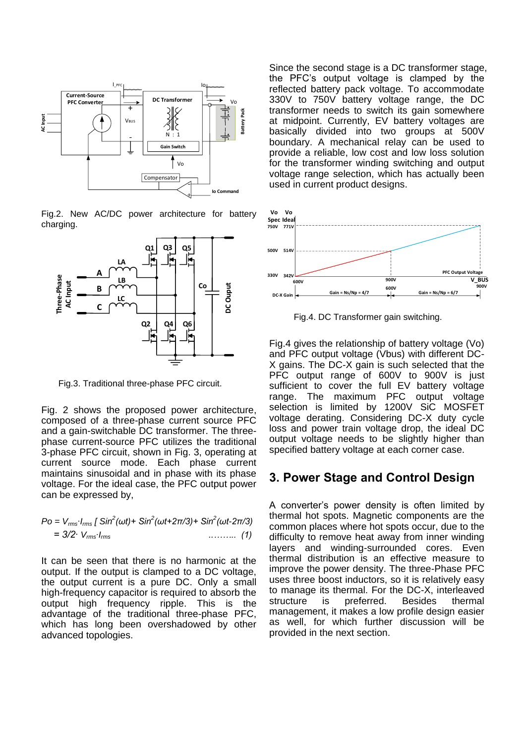Fig.2. New AC/DC power architecture for battery charging.

Fig.3. Traditional three-phase PFC circuit.

Fig. 2 shows the proposed power architecture, composed of a three-phase current source PFC and a gain-switchable DC transformer. The three-phase current-source PFC utilizes the traditional 3-phase PFC circuit, shown in Fig. 3, operating at current source mode. Each phase current maintains sinusoidal and in phase with its phase voltage. For the ideal case, the PFC output power can be expressed by,

$$Po = V_{rms} \cdot I_{rms} \, [\, Sin^2(\omega t) + Sin^2(\omega t + 2\pi/3) + Sin^2(\omega t - 2\pi/3) \,]$$
$$= 3/2 \cdot V_{rms} \cdot I_{rms} \qquad \ldots\ldots\ldots \; (1)$$

It can be seen that there is no harmonic at the output. If the output is clamped to a DC voltage, the output current is a pure DC. Only a small high-frequency capacitor is required to absorb the output high frequency ripple. This is the advantage of the traditional three-phase PFC, which has long been overshadowed by other advanced topologies.

Since the second stage is a DC transformer stage, the PFC's output voltage is clamped by the reflected battery pack voltage. To accommodate 330V to 750V battery voltage range, the DC transformer needs to switch its gain somewhere at midpoint. Currently, EV battery voltages are basically divided into two groups at 500V boundary. A mechanical relay can be used to provide a reliable, low cost and low loss solution for the transformer winding switching and output voltage range selection, which has actually been used in current product designs.

Fig.4. DC Transformer gain switching.

Fig.4 gives the relationship of battery voltage (Vo) and PFC output voltage (Vbus) with different DC-X gains. The DC-X gain is such selected that the PFC output range of 600V to 900V is just sufficient to cover the full EV battery voltage range. The maximum PFC output voltage selection is limited by 1200V SiC MOSFET voltage derating. Considering DC-X duty cycle loss and power train voltage drop, the ideal DC output voltage needs to be slightly higher than specified battery voltage at each corner case.

## 3. Power Stage and Control Design

A converter's power density is often limited by thermal hot spots. Magnetic components are the common places where hot spots occur, due to the difficulty to remove heat away from inner winding layers and winding-surrounded cores. Even thermal distribution is an effective measure to improve the power density. The three-Phase PFC uses three boost inductors, so it is relatively easy to manage its thermal. For the DC-X, interleaved structure is preferred. Besides thermal management, it makes a low profile design easier as well, for which further discussion will be provided in the next section.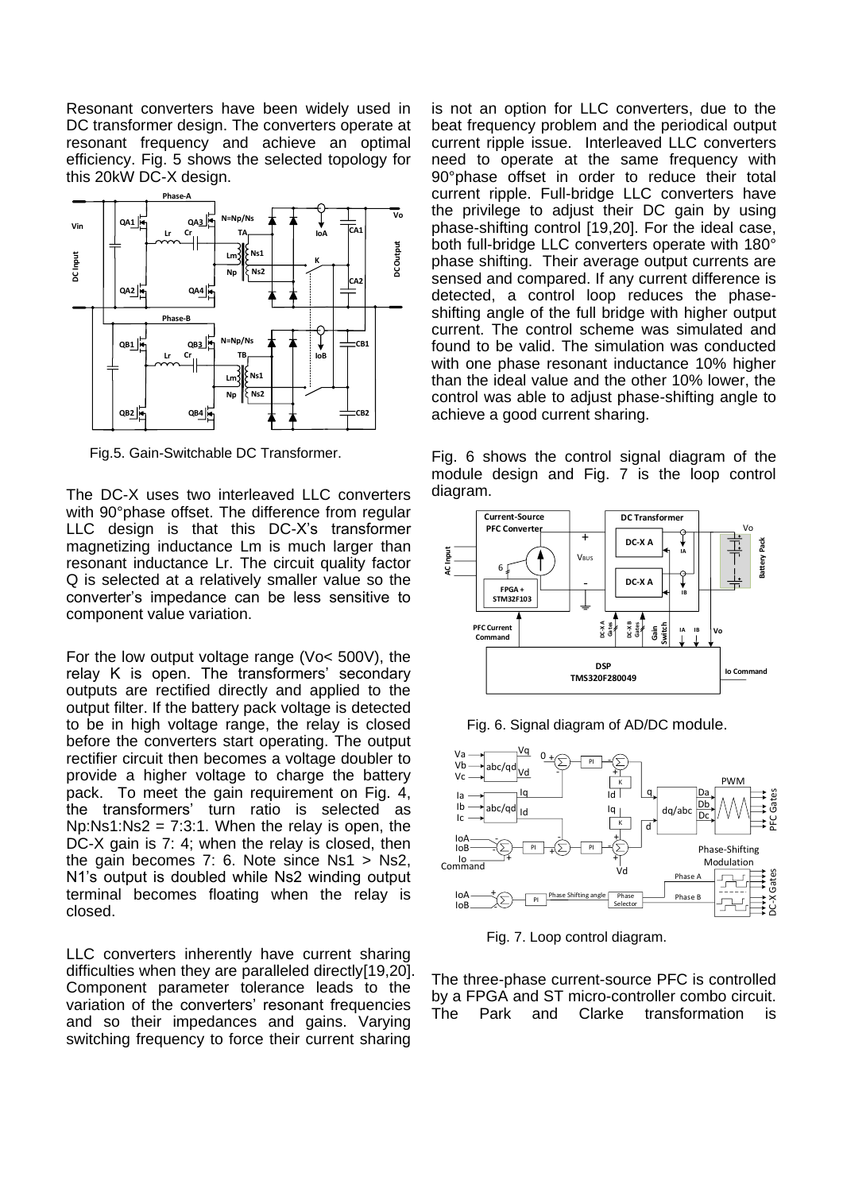Resonant converters have been widely used in DC transformer design. The converters operate at resonant frequency and achieve an optimal efficiency. Fig. 5 shows the selected topology for this 20kW DC-X design.

Fig.5. Gain-Switchable DC Transformer.

The DC-X uses two interleaved LLC converters with 90°phase offset. The difference from regular LLC design is that this DC-X's transformer magnetizing inductance Lm is much larger than resonant inductance Lr. The circuit quality factor Q is selected at a relatively smaller value so the converter's impedance can be less sensitive to component value variation.

For the low output voltage range (Vo< 500V), the relay K is open. The transformers' secondary outputs are rectified directly and applied to the output filter. If the battery pack voltage is detected to be in high voltage range, the relay is closed before the converters start operating. The output rectifier circuit then becomes a voltage doubler to provide a higher voltage to charge the battery pack. To meet the gain requirement on Fig. 4, the transformers' turn ratio is selected as Np:Ns1:Ns2 = 7:3:1. When the relay is open, the DC-X gain is 7: 4; when the relay is closed, then the gain becomes 7: 6. Note since Ns1 > Ns2, N1's output is doubled while Ns2 winding output terminal becomes floating when the relay is closed.

LLC converters inherently have current sharing difficulties when they are paralleled directly[19,20]. Component parameter tolerance leads to the variation of the converters' resonant frequencies and so their impedances and gains. Varying switching frequency to force their current sharing is not an option for LLC converters, due to the beat frequency problem and the periodical output current ripple issue. Interleaved LLC converters need to operate at the same frequency with 90°phase offset in order to reduce their total current ripple. Full-bridge LLC converters have the privilege to adjust their DC gain by using phase-shifting control [19,20]. For the ideal case, both full-bridge LLC converters operate with 180° phase shifting. Their average output currents are sensed and compared. If any current difference is detected, a control loop reduces the phase-shifting angle of the full bridge with higher output current. The control scheme was simulated and found to be valid. The simulation was conducted with one phase resonant inductance 10% higher than the ideal value and the other 10% lower, the control was able to adjust phase-shifting angle to achieve a good current sharing.

Fig. 6 shows the control signal diagram of the module design and Fig. 7 is the loop control diagram.

Fig. 6. Signal diagram of AD/DC module.

Fig. 7. Loop control diagram.

The three-phase current-source PFC is controlled by a FPGA and ST micro-controller combo circuit. The Park and Clarke transformation is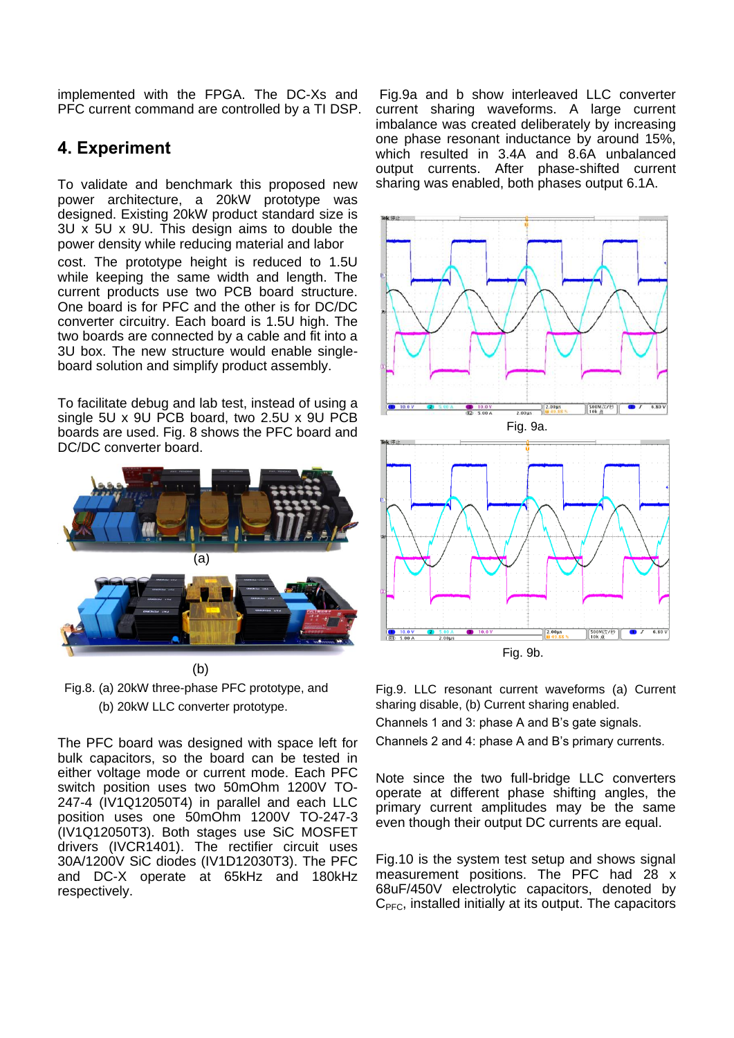implemented with the FPGA. The DC-Xs and PFC current command are controlled by a TI DSP.

## 4. Experiment

To validate and benchmark this proposed new power architecture, a 20kW prototype was designed. Existing 20kW product standard size is 3U x 5U x 9U. This design aims to double the power density while reducing material and labor cost. The prototype height is reduced to 1.5U while keeping the same width and length. The current products use two PCB board structure. One board is for PFC and the other is for DC/DC converter circuitry. Each board is 1.5U high. The two boards are connected by a cable and fit into a 3U box. The new structure would enable single-board solution and simplify product assembly.

To facilitate debug and lab test, instead of using a single 5U x 9U PCB board, two 2.5U x 9U PCB boards are used. Fig. 8 shows the PFC board and DC/DC converter board.

(a)

(b)

Fig.8. (a) 20kW three-phase PFC prototype, and (b) 20kW LLC converter prototype.

The PFC board was designed with space left for bulk capacitors, so the board can be tested in either voltage mode or current mode. Each PFC switch position uses two 50mOhm 1200V TO-247-4 (IV1Q12050T4) in parallel and each LLC position uses one 50mOhm 1200V TO-247-3 (IV1Q12050T3). Both stages use SiC MOSFET drivers (IVCR1401). The rectifier circuit uses 30A/1200V SiC diodes (IV1D12030T3). The PFC and DC-X operate at 65kHz and 180kHz respectively.

Fig.9a and b show interleaved LLC converter current sharing waveforms. A large current imbalance was created deliberately by increasing one phase resonant inductance by around 15%, which resulted in 3.4A and 8.6A unbalanced output currents. After phase-shifted current sharing was enabled, both phases output 6.1A.

Fig. 9a.

Fig. 9b.

Fig.9. LLC resonant current waveforms (a) Current sharing disable, (b) Current sharing enabled.

Channels 1 and 3: phase A and B's gate signals.

Channels 2 and 4: phase A and B's primary currents.

Note since the two full-bridge LLC converters operate at different phase shifting angles, the primary current amplitudes may be the same even though their output DC currents are equal.

Fig.10 is the system test setup and shows signal measurement positions. The PFC had 28 x 68uF/450V electrolytic capacitors, denoted by $C_{PFC}$, installed initially at its output. The capacitors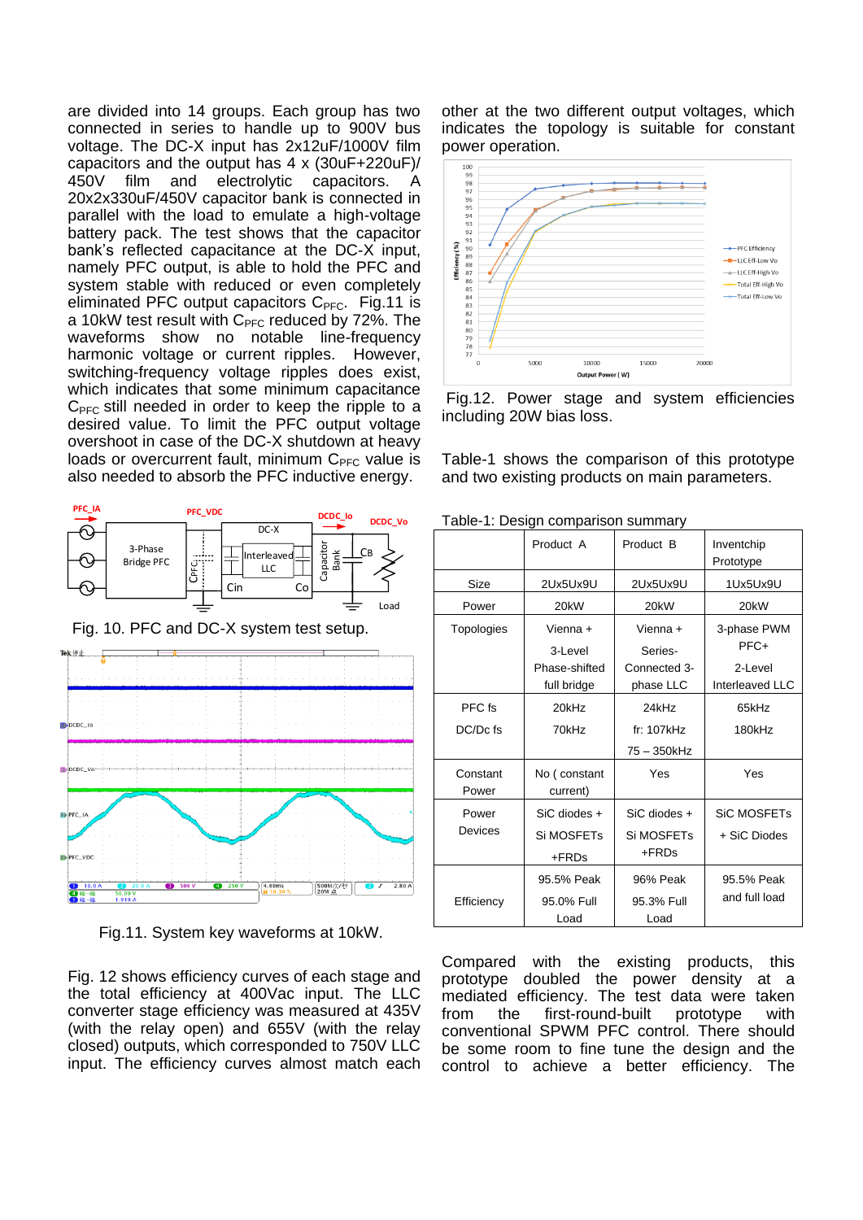are divided into 14 groups. Each group has two connected in series to handle up to 900V bus voltage. The DC-X input has 2x12uF/1000V film capacitors and the output has 4 x (30uF+220uF)/ 450V film and electrolytic capacitors. A 20x2x330uF/450V capacitor bank is connected in parallel with the load to emulate a high-voltage battery pack. The test shows that the capacitor bank's reflected capacitance at the DC-X input, namely PFC output, is able to hold the PFC and system stable with reduced or even completely eliminated PFC output capacitors $C_{PFC}$. Fig.11 is a 10kW test result with $C_{PFC}$ reduced by 72%. The waveforms show no notable line-frequency harmonic voltage or current ripples. However, switching-frequency voltage ripples does exist, which indicates that some minimum capacitance $C_{PFC}$ still needed in order to keep the ripple to a desired value. To limit the PFC output voltage overshoot in case of the DC-X shutdown at heavy loads or overcurrent fault, minimum $C_{PFC}$ value is also needed to absorb the PFC inductive energy.

Fig. 10. PFC and DC-X system test setup.

Fig.11. System key waveforms at 10kW.

Fig. 12 shows efficiency curves of each stage and the total efficiency at 400Vac input. The LLC converter stage efficiency was measured at 435V (with the relay open) and 655V (with the relay closed) outputs, which corresponded to 750V LLC input. The efficiency curves almost match each other at the two different output voltages, which indicates the topology is suitable for constant power operation.

Fig.12. Power stage and system efficiencies including 20W bias loss.

Table-1 shows the comparison of this prototype and two existing products on main parameters.

Table-1: Design comparison summary

| | Product A | Product B | Inventchip Prototype |
|---|---|---|---|
| Size | 2Ux5Ux9U | 2Ux5Ux9U | 1Ux5Ux9U |
| Power | 20kW | 20kW | 20kW |
| Topologies | Vienna + 3-Level Phase-shifted full bridge | Vienna + Series-Connected 3-phase LLC | 3-phase PWM PFC+ 2-Level Interleaved LLC |
| PFC fs<br>DC/Dc fs | 20kHz<br>70kHz | 24kHz<br>fr: 107kHz<br>75 – 350kHz | 65kHz<br>180kHz |
| Constant Power | No ( constant current) | Yes | Yes |
| Power Devices | SiC diodes + Si MOSFETs +FRDs | SiC diodes + Si MOSFETs +FRDs | SiC MOSFETs + SiC Diodes |
| Efficiency | 95.5% Peak<br>95.0% Full Load | 96% Peak<br>95.3% Full Load | 95.5% Peak and full load |

Compared with the existing products, this prototype doubled the power density at a mediated efficiency. The test data were taken from the first-round-built prototype with conventional SPWM PFC control. There should be some room to fine tune the design and the control to achieve a better efficiency. The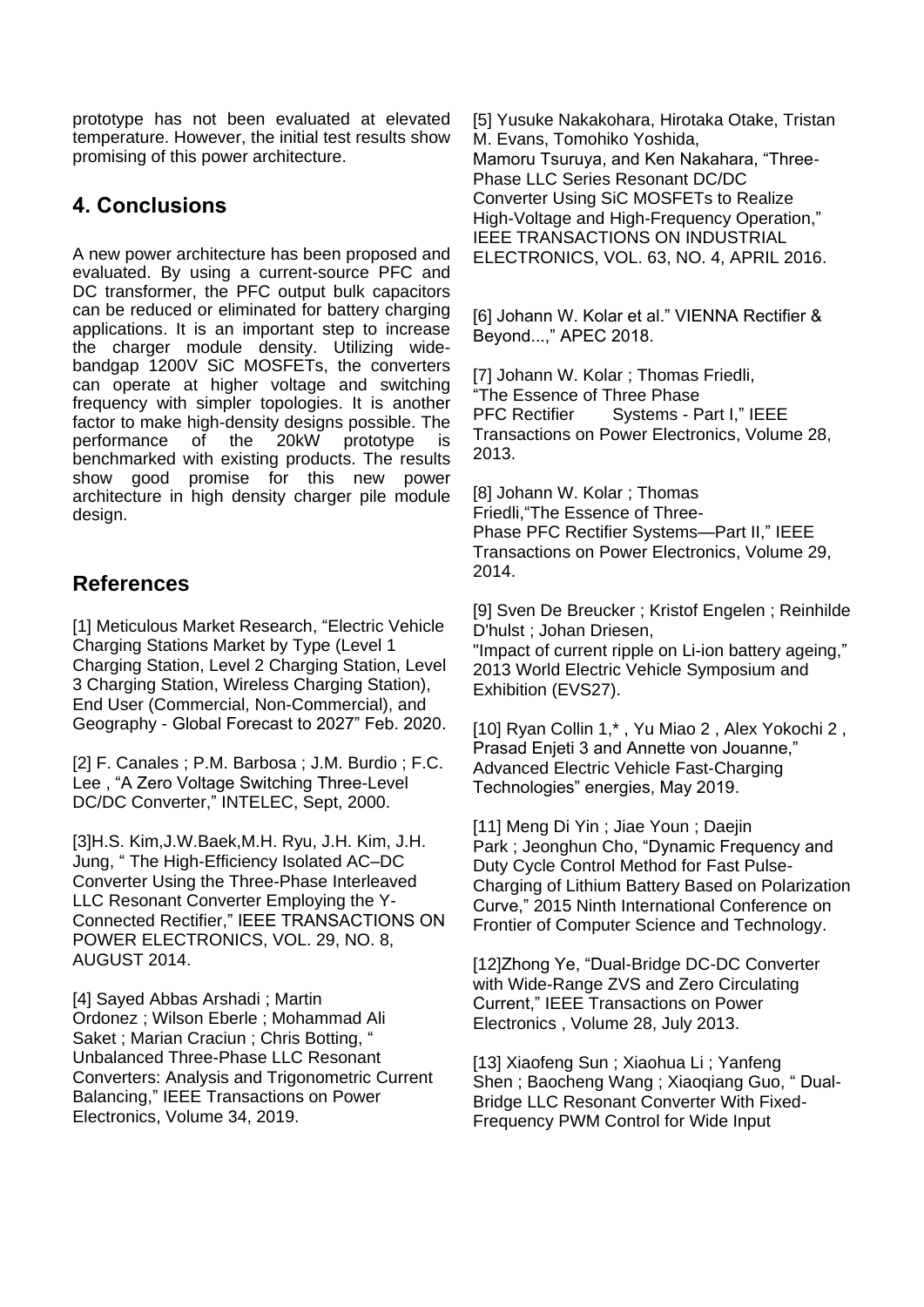prototype has not been evaluated at elevated temperature. However, the initial test results show promising of this power architecture.

## 4. Conclusions

A new power architecture has been proposed and evaluated. By using a current-source PFC and DC transformer, the PFC output bulk capacitors can be reduced or eliminated for battery charging applications. It is an important step to increase the charger module density. Utilizing wide-bandgap 1200V SiC MOSFETs, the converters can operate at higher voltage and switching frequency with simpler topologies. It is another factor to make high-density designs possible. The performance of the 20kW prototype is benchmarked with existing products. The results show good promise for this new power architecture in high density charger pile module design.

## References

[1] Meticulous Market Research, "Electric Vehicle Charging Stations Market by Type (Level 1 Charging Station, Level 2 Charging Station, Level 3 Charging Station, Wireless Charging Station), End User (Commercial, Non-Commercial), and Geography - Global Forecast to 2027" Feb. 2020.

[2] F. Canales ; P.M. Barbosa ; J.M. Burdio ; F.C. Lee , "A Zero Voltage Switching Three-Level DC/DC Converter," INTELEC, Sept, 2000.

[3]H.S. Kim,J.W.Baek,M.H. Ryu, J.H. Kim, J.H. Jung, " The High-Efficiency Isolated AC–DC Converter Using the Three-Phase Interleaved LLC Resonant Converter Employing the Y-Connected Rectifier," IEEE TRANSACTIONS ON POWER ELECTRONICS, VOL. 29, NO. 8, AUGUST 2014.

[4] Sayed Abbas Arshadi ; Martin Ordonez ; Wilson Eberle ; Mohammad Ali Saket ; Marian Craciun ; Chris Botting, " Unbalanced Three-Phase LLC Resonant Converters: Analysis and Trigonometric Current Balancing," IEEE Transactions on Power Electronics, Volume 34, 2019.

[5] Yusuke Nakakohara, Hirotaka Otake, Tristan M. Evans, Tomohiko Yoshida, Mamoru Tsuruya, and Ken Nakahara, "Three-Phase LLC Series Resonant DC/DC Converter Using SiC MOSFETs to Realize High-Voltage and High-Frequency Operation," IEEE TRANSACTIONS ON INDUSTRIAL ELECTRONICS, VOL. 63, NO. 4, APRIL 2016.

[6] Johann W. Kolar et al." VIENNA Rectifier & Beyond...," APEC 2018.

[7] Johann W. Kolar ; Thomas Friedli, "The Essence of Three Phase PFC Rectifier Systems - Part I," IEEE Transactions on Power Electronics, Volume 28, 2013.

[8] Johann W. Kolar ; Thomas Friedli,"The Essence of Three-Phase PFC Rectifier Systems—Part II," IEEE Transactions on Power Electronics, Volume 29, 2014.

[9] Sven De Breucker ; Kristof Engelen ; Reinhilde D'hulst ; Johan Driesen, "Impact of current ripple on Li-ion battery ageing," 2013 World Electric Vehicle Symposium and Exhibition (EVS27).

[10] Ryan Collin 1,* , Yu Miao 2 , Alex Yokochi 2 , Prasad Enjeti 3 and Annette von Jouanne," Advanced Electric Vehicle Fast-Charging Technologies" energies, May 2019.

[11] Meng Di Yin ; Jiae Youn ; Daejin Park ; Jeonghun Cho, "Dynamic Frequency and Duty Cycle Control Method for Fast Pulse-Charging of Lithium Battery Based on Polarization Curve," 2015 Ninth International Conference on Frontier of Computer Science and Technology.

[12]Zhong Ye, "Dual-Bridge DC-DC Converter with Wide-Range ZVS and Zero Circulating Current," IEEE Transactions on Power Electronics , Volume 28, July 2013.

[13] Xiaofeng Sun ; Xiaohua Li ; Yanfeng Shen ; Baocheng Wang ; Xiaoqiang Guo, " Dual-Bridge LLC Resonant Converter With Fixed-Frequency PWM Control for Wide Input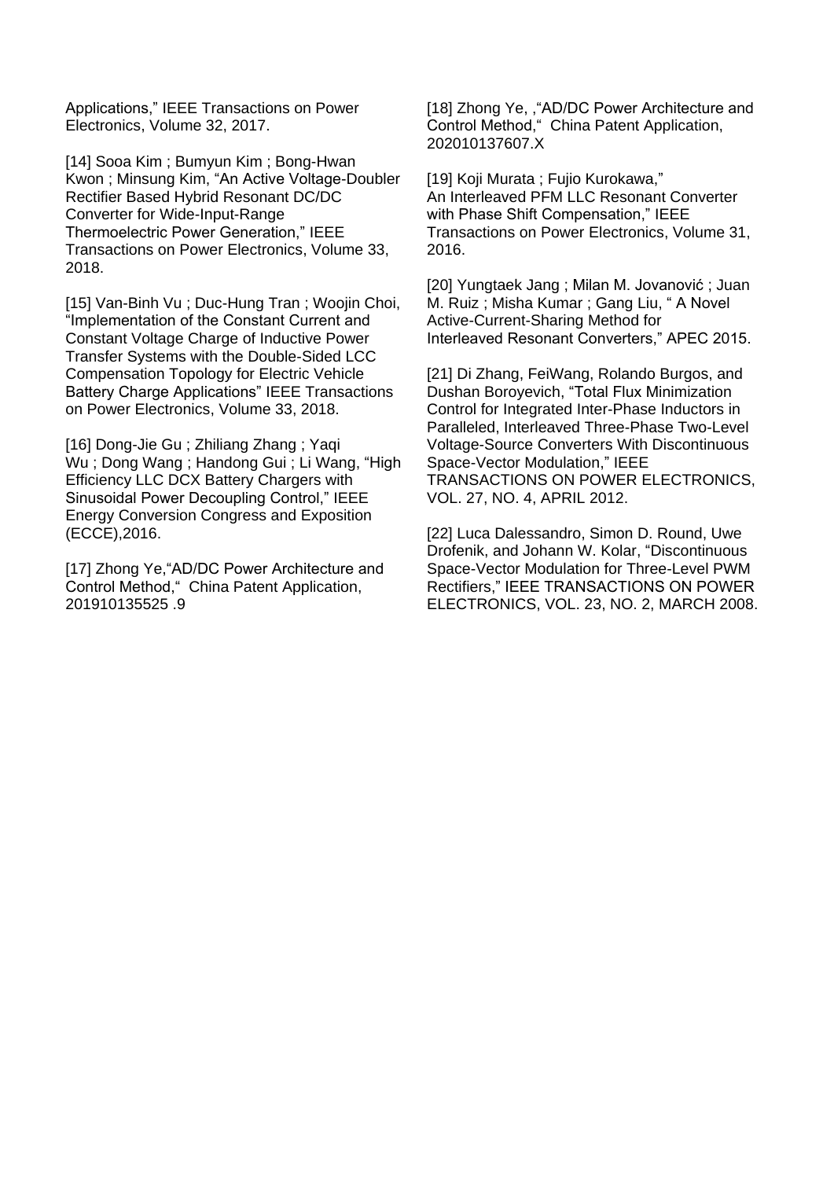Applications," IEEE Transactions on Power Electronics, Volume 32, 2017.

[14] Sooa Kim ; Bumyun Kim ; Bong-Hwan Kwon ; Minsung Kim, "An Active Voltage-Doubler Rectifier Based Hybrid Resonant DC/DC Converter for Wide-Input-Range Thermoelectric Power Generation," IEEE Transactions on Power Electronics, Volume 33, 2018.

[15] Van-Binh Vu ; Duc-Hung Tran ; Woojin Choi, "Implementation of the Constant Current and Constant Voltage Charge of Inductive Power Transfer Systems with the Double-Sided LCC Compensation Topology for Electric Vehicle Battery Charge Applications" IEEE Transactions on Power Electronics, Volume 33, 2018.

[16] Dong-Jie Gu ; Zhiliang Zhang ; Yaqi Wu ; Dong Wang ; Handong Gui ; Li Wang, "High Efficiency LLC DCX Battery Chargers with Sinusoidal Power Decoupling Control," IEEE Energy Conversion Congress and Exposition (ECCE),2016.

[17] Zhong Ye,"AD/DC Power Architecture and Control Method," China Patent Application, 201910135525 .9

[18] Zhong Ye, ,"AD/DC Power Architecture and Control Method," China Patent Application, 202010137607.X

[19] Koji Murata ; Fujio Kurokawa," An Interleaved PFM LLC Resonant Converter with Phase Shift Compensation," IEEE Transactions on Power Electronics, Volume 31, 2016.

[20] Yungtaek Jang ; Milan M. Jovanović ; Juan M. Ruiz ; Misha Kumar ; Gang Liu, " A Novel Active-Current-Sharing Method for Interleaved Resonant Converters," APEC 2015.

[21] Di Zhang, FeiWang, Rolando Burgos, and Dushan Boroyevich, "Total Flux Minimization Control for Integrated Inter-Phase Inductors in Paralleled, Interleaved Three-Phase Two-Level Voltage-Source Converters With Discontinuous Space-Vector Modulation," IEEE TRANSACTIONS ON POWER ELECTRONICS, VOL. 27, NO. 4, APRIL 2012.

[22] Luca Dalessandro, Simon D. Round, Uwe Drofenik, and Johann W. Kolar, "Discontinuous Space-Vector Modulation for Three-Level PWM Rectifiers," IEEE TRANSACTIONS ON POWER ELECTRONICS, VOL. 23, NO. 2, MARCH 2008.